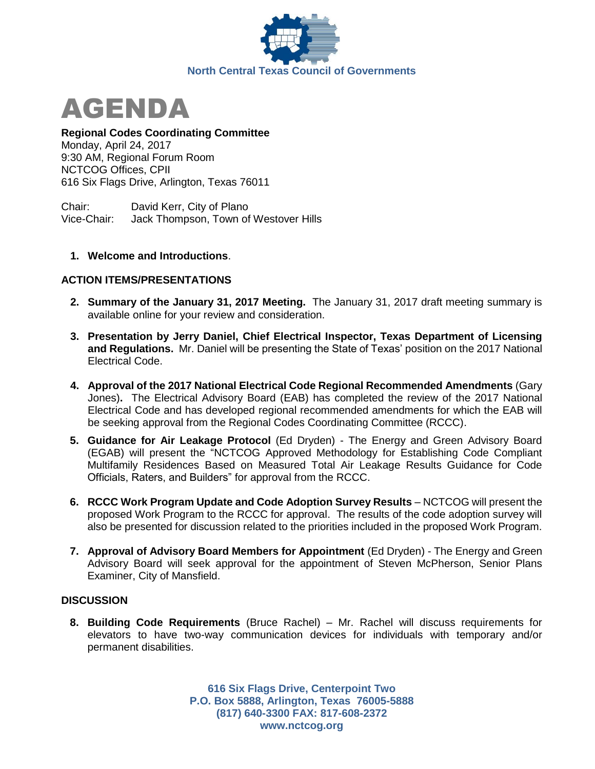North Central Texas Council of Governments

# AGENDA

**Regional Codes Coordinating Committee**
Monday, April 24, 2017
9:30 AM, Regional Forum Room
NCTCOG Offices, CPII
616 Six Flags Drive, Arlington, Texas 76011

Chair: David Kerr, City of Plano
Vice-Chair: Jack Thompson, Town of Westover Hills

1. **Welcome and Introductions**.

## ACTION ITEMS/PRESENTATIONS

2. **Summary of the January 31, 2017 Meeting.** The January 31, 2017 draft meeting summary is available online for your review and consideration.

3. **Presentation by Jerry Daniel, Chief Electrical Inspector, Texas Department of Licensing and Regulations.** Mr. Daniel will be presenting the State of Texas' position on the 2017 National Electrical Code.

4. **Approval of the 2017 National Electrical Code Regional Recommended Amendments** (Gary Jones)**.** The Electrical Advisory Board (EAB) has completed the review of the 2017 National Electrical Code and has developed regional recommended amendments for which the EAB will be seeking approval from the Regional Codes Coordinating Committee (RCCC).

5. **Guidance for Air Leakage Protocol** (Ed Dryden) - The Energy and Green Advisory Board (EGAB) will present the "NCTCOG Approved Methodology for Establishing Code Compliant Multifamily Residences Based on Measured Total Air Leakage Results Guidance for Code Officials, Raters, and Builders" for approval from the RCCC.

6. **RCCC Work Program Update and Code Adoption Survey Results** – NCTCOG will present the proposed Work Program to the RCCC for approval. The results of the code adoption survey will also be presented for discussion related to the priorities included in the proposed Work Program.

7. **Approval of Advisory Board Members for Appointment** (Ed Dryden) - The Energy and Green Advisory Board will seek approval for the appointment of Steven McPherson, Senior Plans Examiner, City of Mansfield.

## DISCUSSION

8. **Building Code Requirements** (Bruce Rachel) – Mr. Rachel will discuss requirements for elevators to have two-way communication devices for individuals with temporary and/or permanent disabilities.

616 Six Flags Drive, Centerpoint Two
P.O. Box 5888, Arlington, Texas 76005-5888
(817) 640-3300 FAX: 817-608-2372
www.nctcog.org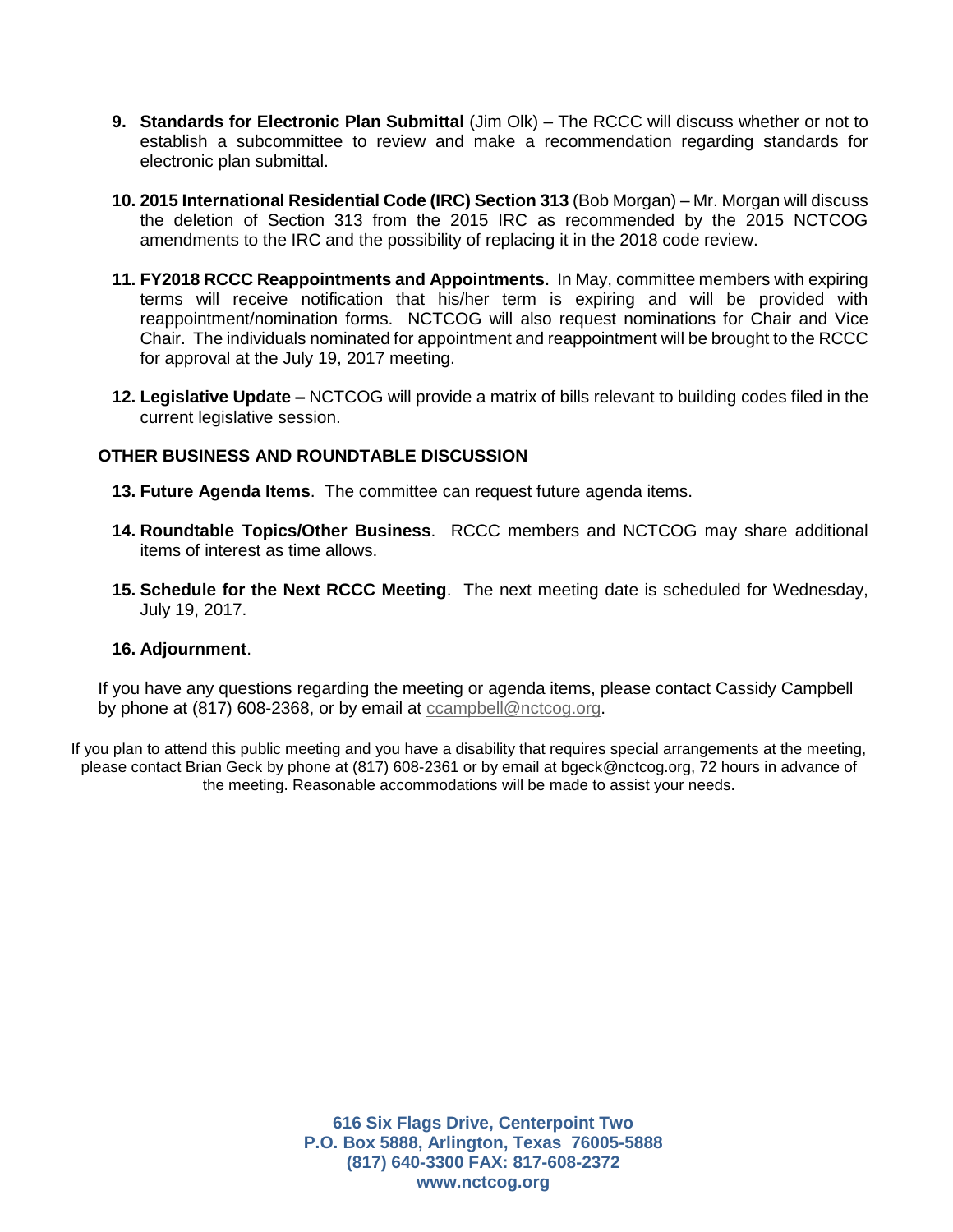9. **Standards for Electronic Plan Submittal** (Jim Olk) – The RCCC will discuss whether or not to establish a subcommittee to review and make a recommendation regarding standards for electronic plan submittal.

10. **2015 International Residential Code (IRC) Section 313** (Bob Morgan) – Mr. Morgan will discuss the deletion of Section 313 from the 2015 IRC as recommended by the 2015 NCTCOG amendments to the IRC and the possibility of replacing it in the 2018 code review.

11. **FY2018 RCCC Reappointments and Appointments.** In May, committee members with expiring terms will receive notification that his/her term is expiring and will be provided with reappointment/nomination forms. NCTCOG will also request nominations for Chair and Vice Chair. The individuals nominated for appointment and reappointment will be brought to the RCCC for approval at the July 19, 2017 meeting.

12. **Legislative Update –** NCTCOG will provide a matrix of bills relevant to building codes filed in the current legislative session.

**OTHER BUSINESS AND ROUNDTABLE DISCUSSION**

13. **Future Agenda Items**. The committee can request future agenda items.

14. **Roundtable Topics/Other Business**. RCCC members and NCTCOG may share additional items of interest as time allows.

15. **Schedule for the Next RCCC Meeting**. The next meeting date is scheduled for Wednesday, July 19, 2017.

16. **Adjournment**.

If you have any questions regarding the meeting or agenda items, please contact Cassidy Campbell by phone at (817) 608-2368, or by email at ccampbell@nctcog.org.

If you plan to attend this public meeting and you have a disability that requires special arrangements at the meeting, please contact Brian Geck by phone at (817) 608-2361 or by email at bgeck@nctcog.org, 72 hours in advance of the meeting. Reasonable accommodations will be made to assist your needs.

**616 Six Flags Drive, Centerpoint Two**
**P.O. Box 5888, Arlington, Texas 76005-5888**
**(817) 640-3300 FAX: 817-608-2372**
**www.nctcog.org**